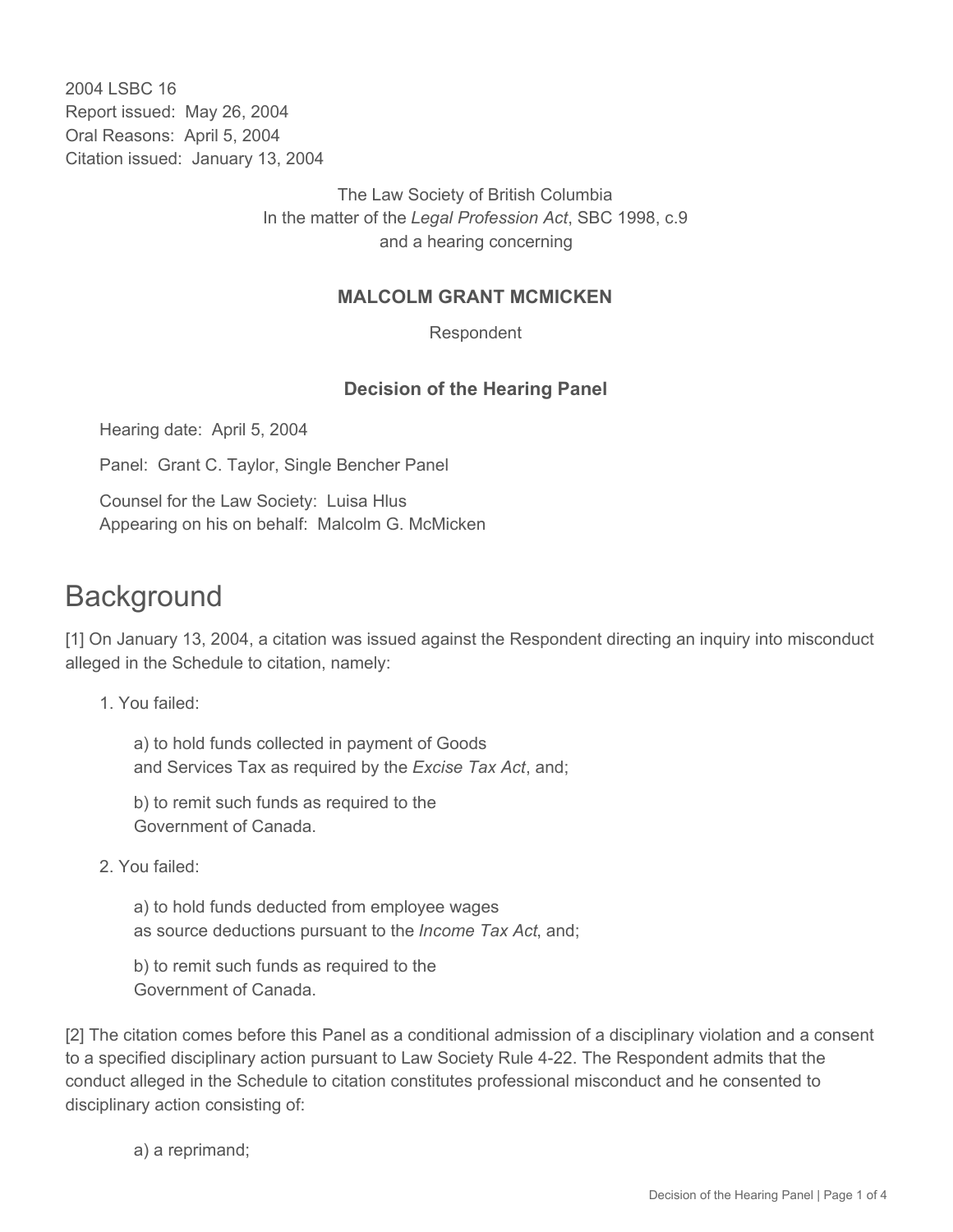2004 LSBC 16
Report issued: May 26, 2004
Oral Reasons: April 5, 2004
Citation issued: January 13, 2004

The Law Society of British Columbia
In the matter of the *Legal Profession Act*, SBC 1998, c.9
and a hearing concerning

**MALCOLM GRANT MCMICKEN**

Respondent

**Decision of the Hearing Panel**

Hearing date: April 5, 2004

Panel: Grant C. Taylor, Single Bencher Panel

Counsel for the Law Society: Luisa Hlus
Appearing on his on behalf: Malcolm G. McMicken

# Background

[1] On January 13, 2004, a citation was issued against the Respondent directing an inquiry into misconduct alleged in the Schedule to citation, namely:

1. You failed:

    a) to hold funds collected in payment of Goods and Services Tax as required by the *Excise Tax Act*, and;

    b) to remit such funds as required to the Government of Canada.

2. You failed:

    a) to hold funds deducted from employee wages as source deductions pursuant to the *Income Tax Act*, and;

    b) to remit such funds as required to the Government of Canada.

[2] The citation comes before this Panel as a conditional admission of a disciplinary violation and a consent to a specified disciplinary action pursuant to Law Society Rule 4-22. The Respondent admits that the conduct alleged in the Schedule to citation constitutes professional misconduct and he consented to disciplinary action consisting of:

a) a reprimand;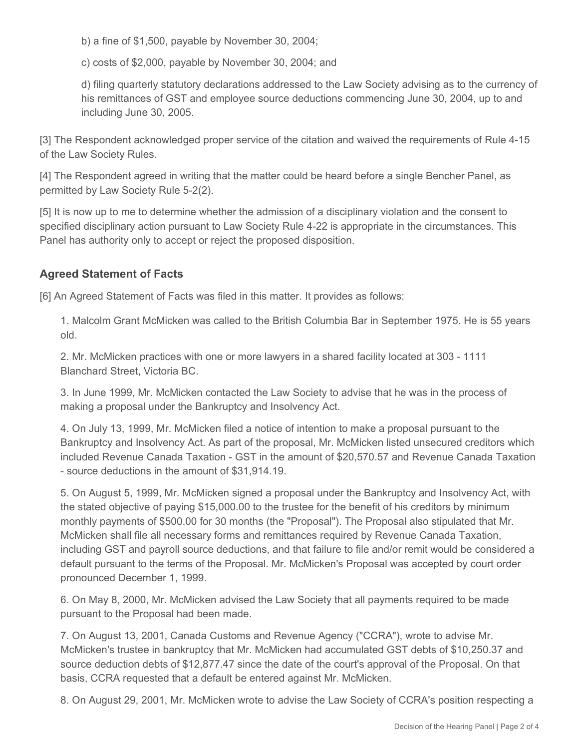b) a fine of $1,500, payable by November 30, 2004;

c) costs of $2,000, payable by November 30, 2004; and

d) filing quarterly statutory declarations addressed to the Law Society advising as to the currency of his remittances of GST and employee source deductions commencing June 30, 2004, up to and including June 30, 2005.

[3] The Respondent acknowledged proper service of the citation and waived the requirements of Rule 4-15 of the Law Society Rules.

[4] The Respondent agreed in writing that the matter could be heard before a single Bencher Panel, as permitted by Law Society Rule 5-2(2).

[5] It is now up to me to determine whether the admission of a disciplinary violation and the consent to specified disciplinary action pursuant to Law Society Rule 4-22 is appropriate in the circumstances. This Panel has authority only to accept or reject the proposed disposition.

## Agreed Statement of Facts

[6] An Agreed Statement of Facts was filed in this matter. It provides as follows:

1. Malcolm Grant McMicken was called to the British Columbia Bar in September 1975. He is 55 years old.

2. Mr. McMicken practices with one or more lawyers in a shared facility located at 303 - 1111 Blanchard Street, Victoria BC.

3. In June 1999, Mr. McMicken contacted the Law Society to advise that he was in the process of making a proposal under the Bankruptcy and Insolvency Act.

4. On July 13, 1999, Mr. McMicken filed a notice of intention to make a proposal pursuant to the Bankruptcy and Insolvency Act. As part of the proposal, Mr. McMicken listed unsecured creditors which included Revenue Canada Taxation - GST in the amount of $20,570.57 and Revenue Canada Taxation - source deductions in the amount of $31,914.19.

5. On August 5, 1999, Mr. McMicken signed a proposal under the Bankruptcy and Insolvency Act, with the stated objective of paying $15,000.00 to the trustee for the benefit of his creditors by minimum monthly payments of $500.00 for 30 months (the "Proposal"). The Proposal also stipulated that Mr. McMicken shall file all necessary forms and remittances required by Revenue Canada Taxation, including GST and payroll source deductions, and that failure to file and/or remit would be considered a default pursuant to the terms of the Proposal. Mr. McMicken's Proposal was accepted by court order pronounced December 1, 1999.

6. On May 8, 2000, Mr. McMicken advised the Law Society that all payments required to be made pursuant to the Proposal had been made.

7. On August 13, 2001, Canada Customs and Revenue Agency ("CCRA"), wrote to advise Mr. McMicken's trustee in bankruptcy that Mr. McMicken had accumulated GST debts of $10,250.37 and source deduction debts of $12,877.47 since the date of the court's approval of the Proposal. On that basis, CCRA requested that a default be entered against Mr. McMicken.

8. On August 29, 2001, Mr. McMicken wrote to advise the Law Society of CCRA's position respecting a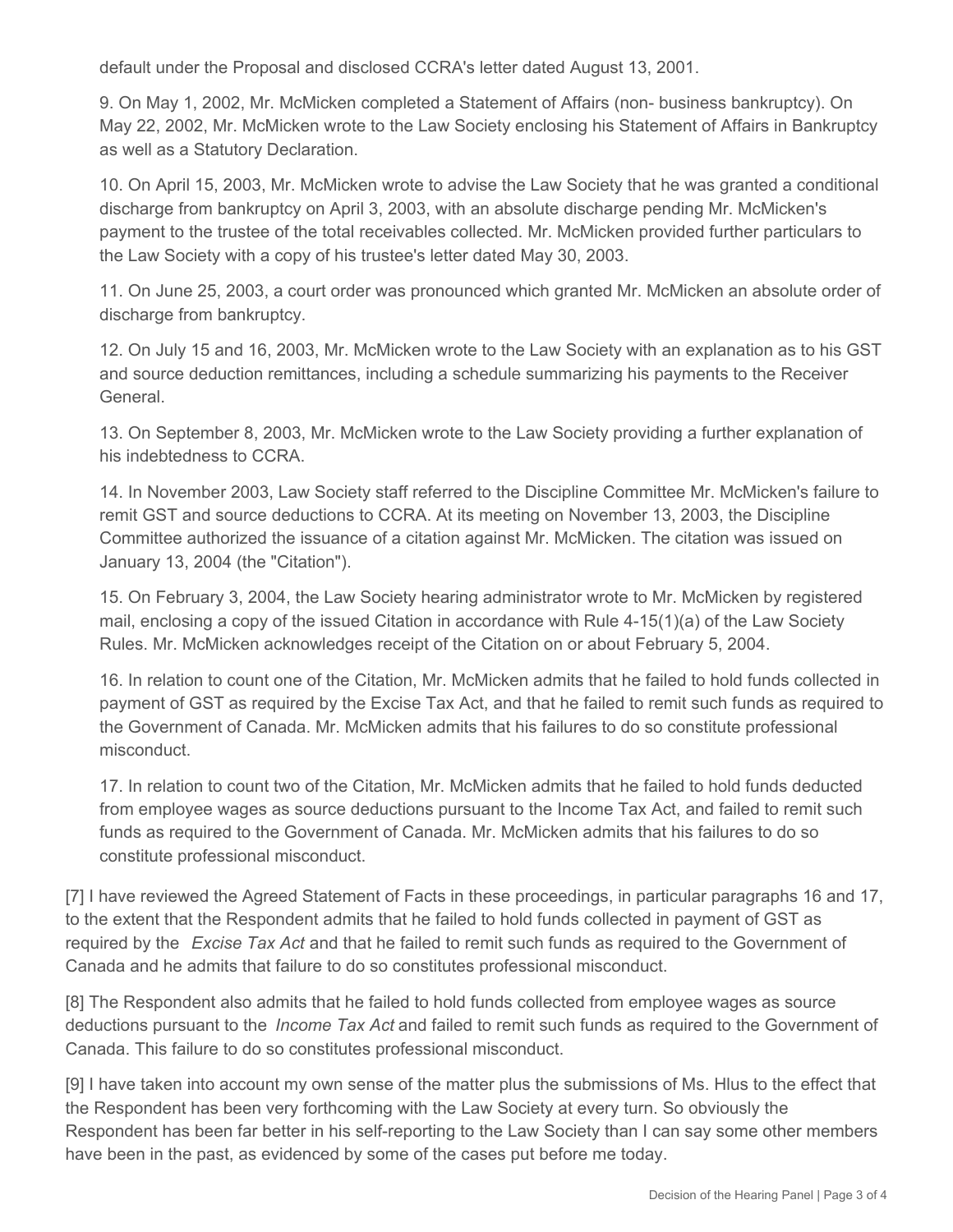default under the Proposal and disclosed CCRA's letter dated August 13, 2001.

9. On May 1, 2002, Mr. McMicken completed a Statement of Affairs (non- business bankruptcy). On May 22, 2002, Mr. McMicken wrote to the Law Society enclosing his Statement of Affairs in Bankruptcy as well as a Statutory Declaration.

10. On April 15, 2003, Mr. McMicken wrote to advise the Law Society that he was granted a conditional discharge from bankruptcy on April 3, 2003, with an absolute discharge pending Mr. McMicken's payment to the trustee of the total receivables collected. Mr. McMicken provided further particulars to the Law Society with a copy of his trustee's letter dated May 30, 2003.

11. On June 25, 2003, a court order was pronounced which granted Mr. McMicken an absolute order of discharge from bankruptcy.

12. On July 15 and 16, 2003, Mr. McMicken wrote to the Law Society with an explanation as to his GST and source deduction remittances, including a schedule summarizing his payments to the Receiver General.

13. On September 8, 2003, Mr. McMicken wrote to the Law Society providing a further explanation of his indebtedness to CCRA.

14. In November 2003, Law Society staff referred to the Discipline Committee Mr. McMicken's failure to remit GST and source deductions to CCRA. At its meeting on November 13, 2003, the Discipline Committee authorized the issuance of a citation against Mr. McMicken. The citation was issued on January 13, 2004 (the "Citation").

15. On February 3, 2004, the Law Society hearing administrator wrote to Mr. McMicken by registered mail, enclosing a copy of the issued Citation in accordance with Rule 4-15(1)(a) of the Law Society Rules. Mr. McMicken acknowledges receipt of the Citation on or about February 5, 2004.

16. In relation to count one of the Citation, Mr. McMicken admits that he failed to hold funds collected in payment of GST as required by the Excise Tax Act, and that he failed to remit such funds as required to the Government of Canada. Mr. McMicken admits that his failures to do so constitute professional misconduct.

17. In relation to count two of the Citation, Mr. McMicken admits that he failed to hold funds deducted from employee wages as source deductions pursuant to the Income Tax Act, and failed to remit such funds as required to the Government of Canada. Mr. McMicken admits that his failures to do so constitute professional misconduct.

[7] I have reviewed the Agreed Statement of Facts in these proceedings, in particular paragraphs 16 and 17, to the extent that the Respondent admits that he failed to hold funds collected in payment of GST as required by the *Excise Tax Act* and that he failed to remit such funds as required to the Government of Canada and he admits that failure to do so constitutes professional misconduct.

[8] The Respondent also admits that he failed to hold funds collected from employee wages as source deductions pursuant to the *Income Tax Act* and failed to remit such funds as required to the Government of Canada. This failure to do so constitutes professional misconduct.

[9] I have taken into account my own sense of the matter plus the submissions of Ms. Hlus to the effect that the Respondent has been very forthcoming with the Law Society at every turn. So obviously the Respondent has been far better in his self-reporting to the Law Society than I can say some other members have been in the past, as evidenced by some of the cases put before me today.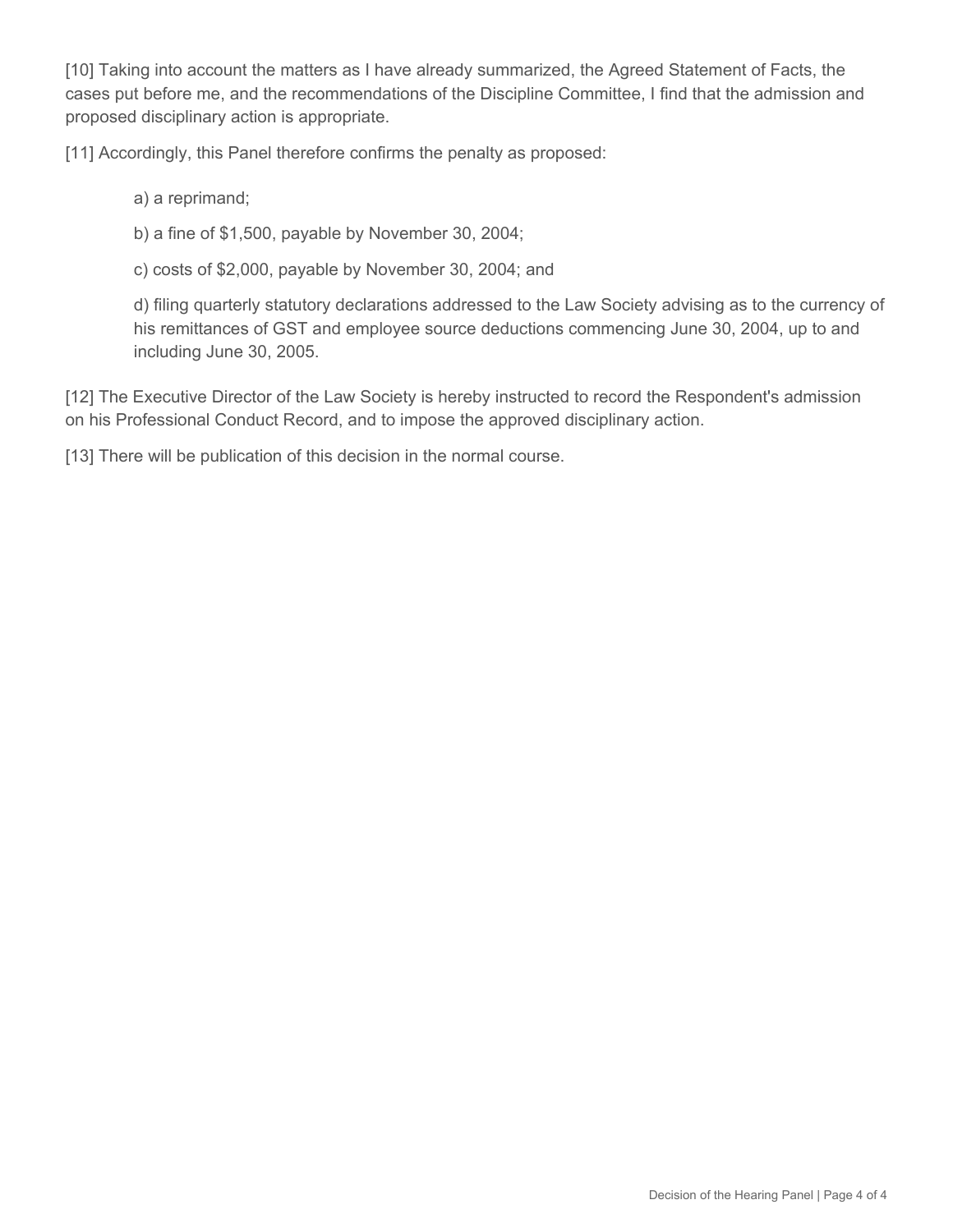[10] Taking into account the matters as I have already summarized, the Agreed Statement of Facts, the cases put before me, and the recommendations of the Discipline Committee, I find that the admission and proposed disciplinary action is appropriate.

[11] Accordingly, this Panel therefore confirms the penalty as proposed:

> a) a reprimand;
>
> b) a fine of $1,500, payable by November 30, 2004;
>
> c) costs of $2,000, payable by November 30, 2004; and
>
> d) filing quarterly statutory declarations addressed to the Law Society advising as to the currency of his remittances of GST and employee source deductions commencing June 30, 2004, up to and including June 30, 2005.

[12] The Executive Director of the Law Society is hereby instructed to record the Respondent's admission on his Professional Conduct Record, and to impose the approved disciplinary action.

[13] There will be publication of this decision in the normal course.